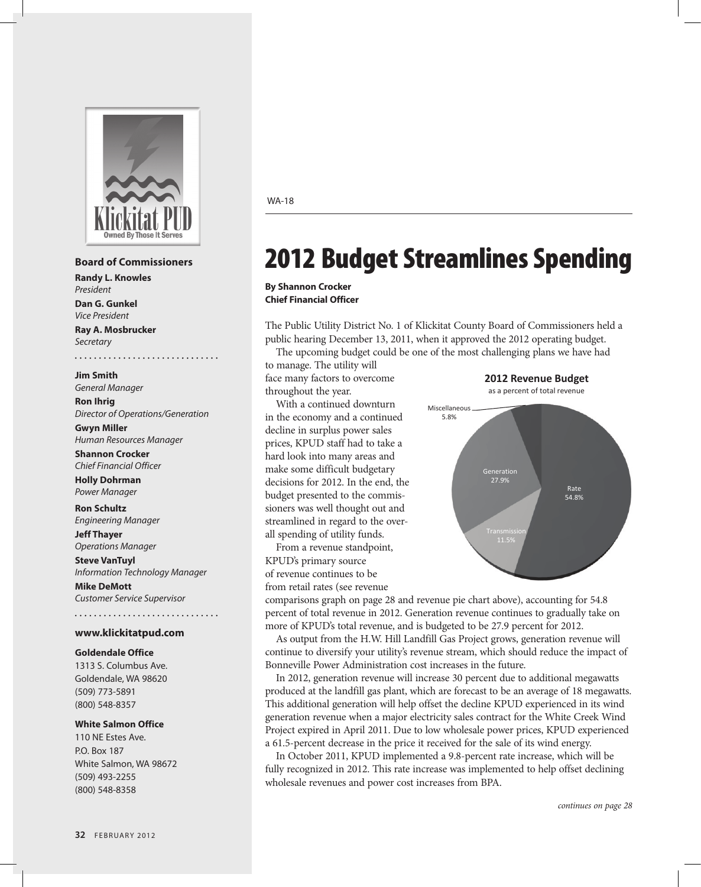## Board of Commissioners

**Randy L. Knowles**
*President*

**Dan G. Gunkel**
*Vice President*

**Ray A. Mosbrucker**
*Secretary*

**Jim Smith**
*General Manager*

**Ron Ihrig**
*Director of Operations/Generation*

**Gwyn Miller**
*Human Resources Manager*

**Shannon Crocker**
*Chief Financial Officer*

**Holly Dohrman**
*Power Manager*

**Ron Schultz**
*Engineering Manager*

**Jeff Thayer**
*Operations Manager*

**Steve VanTuyl**
*Information Technology Manager*

**Mike DeMott**
*Customer Service Supervisor*

**www.klickitatpud.com**

**Goldendale Office**
1313 S. Columbus Ave.
Goldendale, WA 98620
(509) 773-5891
(800) 548-8357

**White Salmon Office**
110 NE Estes Ave.
P.O. Box 187
White Salmon, WA 98672
(509) 493-2255
(800) 548-8358

WA-18

# 2012 Budget Streamlines Spending

**By Shannon Crocker**
**Chief Financial Officer**

The Public Utility District No. 1 of Klickitat County Board of Commissioners held a public hearing December 13, 2011, when it approved the 2012 operating budget.

The upcoming budget could be one of the most challenging plans we have had to manage. The utility will face many factors to overcome throughout the year.

With a continued downturn in the economy and a continued decline in surplus power sales prices, KPUD staff had to take a hard look into many areas and make some difficult budgetary decisions for 2012. In the end, the budget presented to the commissioners was well thought out and streamlined in regard to the overall spending of utility funds.

**2012 Revenue Budget**
as a percent of total revenue

| Category | Percent |
|---|---|
| Rate | 54.8% |
| Generation | 27.9% |
| Transmission | 11.5% |
| Miscellaneous | 5.8% |

From a revenue standpoint, KPUD's primary source of revenue continues to be from retail rates (see revenue comparisons graph on page 28 and revenue pie chart above), accounting for 54.8 percent of total revenue in 2012. Generation revenue continues to gradually take on more of KPUD's total revenue, and is budgeted to be 27.9 percent for 2012.

As output from the H.W. Hill Landfill Gas Project grows, generation revenue will continue to diversify your utility's revenue stream, which should reduce the impact of Bonneville Power Administration cost increases in the future.

In 2012, generation revenue will increase 30 percent due to additional megawatts produced at the landfill gas plant, which are forecast to be an average of 18 megawatts. This additional generation will help offset the decline KPUD experienced in its wind generation revenue when a major electricity sales contract for the White Creek Wind Project expired in April 2011. Due to low wholesale power prices, KPUD experienced a 61.5-percent decrease in the price it received for the sale of its wind energy.

In October 2011, KPUD implemented a 9.8-percent rate increase, which will be fully recognized in 2012. This rate increase was implemented to help offset declining wholesale revenues and power cost increases from BPA.

*continues on page 28*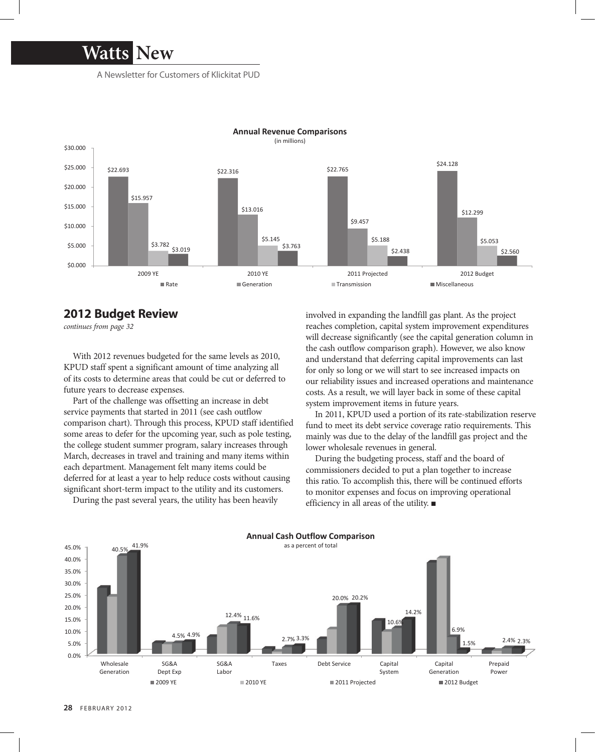# Watts New

A Newsletter for Customers of Klickitat PUD

**Annual Revenue Comparisons**
(in millions)

$30.000
$25.000
$20.000
$15.000
$10.000
$5.000
$0.000

2009 YE: $22.693, $15.957, $3.782, $3.019
2010 YE: $22.316, $13.016, $5.145, $3.763
2011 Projected: $22.765, $9.457, $5.188, $2.438
2012 Budget: $24.128, $12.299, $5.053, $2.560

Rate
Generation
Transmission
Miscellaneous

## 2012 Budget Review

*continues from page 32*

With 2012 revenues budgeted for the same levels as 2010, KPUD staff spent a significant amount of time analyzing all of its costs to determine areas that could be cut or deferred to future years to decrease expenses.

Part of the challenge was offsetting an increase in debt service payments that started in 2011 (see cash outflow comparison chart). Through this process, KPUD staff identified some areas to defer for the upcoming year, such as pole testing, the college student summer program, salary increases through March, decreases in travel and training and many items within each department. Management felt many items could be deferred for at least a year to help reduce costs without causing significant short-term impact to the utility and its customers.

During the past several years, the utility has been heavily involved in expanding the landfill gas plant. As the project reaches completion, capital system improvement expenditures will decrease significantly (see the capital generation column in the cash outflow comparison graph). However, we also know and understand that deferring capital improvements can last for only so long or we will start to see increased impacts on our reliability issues and increased operations and maintenance costs. As a result, we will layer back in some of these capital system improvement items in future years.

In 2011, KPUD used a portion of its rate-stabilization reserve fund to meet its debt service coverage ratio requirements. This mainly was due to the delay of the landfill gas project and the lower wholesale revenues in general.

During the budgeting process, staff and the board of commissioners decided to put a plan together to increase this ratio. To accomplish this, there will be continued efforts to monitor expenses and focus on improving operational efficiency in all areas of the utility. ■

**Annual Cash Outflow Comparison**
as a percent of total

45.0%
40.0%
35.0%
30.0%
25.0%
20.0%
15.0%
10.0%
5.0%
0.0%

Wholesale Generation: 40.5%, 41.9%
SG&A Dept Exp: 4.5%, 4.9%
SG&A Labor: 12.4%, 11.6%
Taxes: 2.7%, 3.3%
Debt Service: 20.0%, 20.2%
Capital System: 10.6%, 14.2%
Capital Generation: 6.9%, 1.5%
Prepaid Power: 2.4%, 2.3%

2009 YE
2010 YE
2011 Projected
2012 Budget